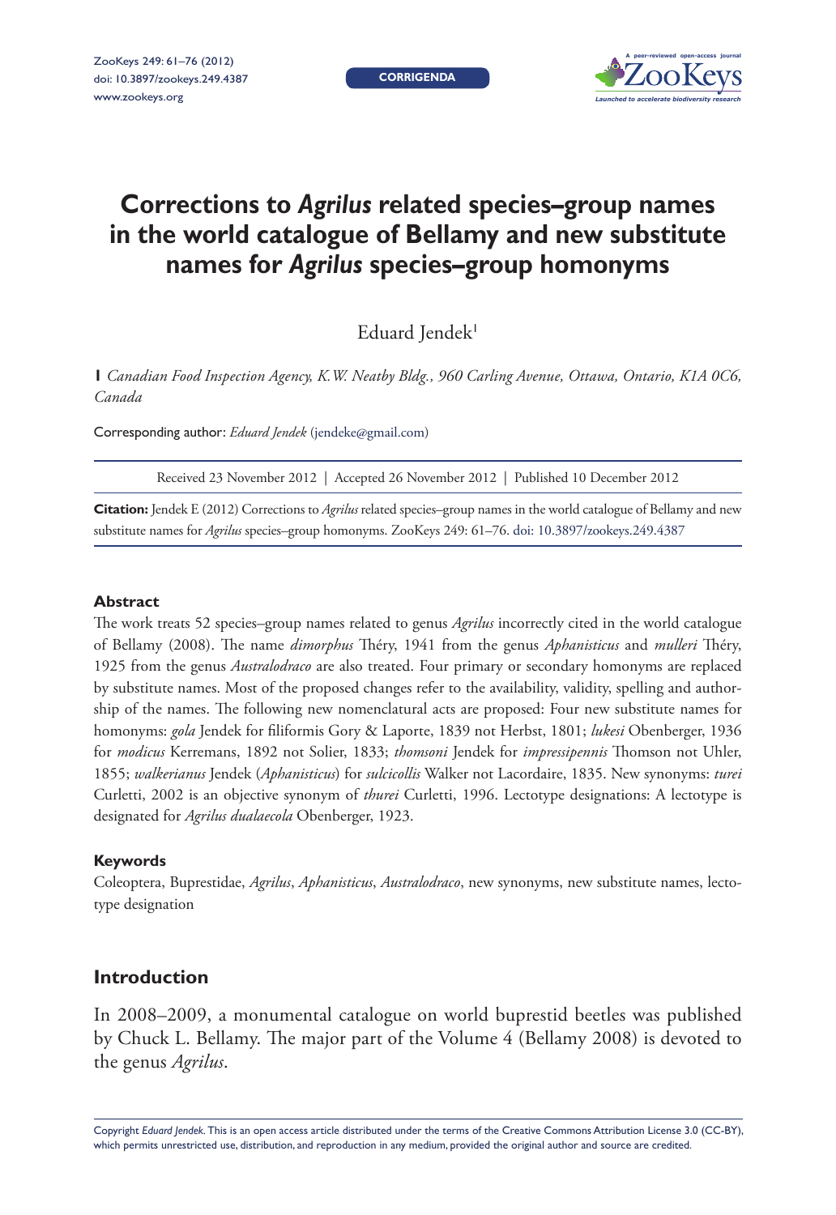CORRIGENDA

# Corrections to *Agrilus* related species–group names in the world catalogue of Bellamy and new substitute names for *Agrilus* species–group homonyms

Eduard Jendek[1]

[1] *Canadian Food Inspection Agency, K.W. Neatby Bldg., 960 Carling Avenue, Ottawa, Ontario, K1A 0C6, Canada*

Corresponding author: *Eduard Jendek* (jendeke@gmail.com)

Received 23 November 2012 | Accepted 26 November 2012 | Published 10 December 2012

**Citation:** Jendek E (2012) Corrections to *Agrilus* related species–group names in the world catalogue of Bellamy and new substitute names for *Agrilus* species–group homonyms. ZooKeys 249: 61–76. doi: 10.3897/zookeys.249.4387

### Abstract

The work treats 52 species–group names related to genus *Agrilus* incorrectly cited in the world catalogue of Bellamy (2008). The name *dimorphus* Théry, 1941 from the genus *Aphanisticus* and *mulleri* Théry, 1925 from the genus *Australodraco* are also treated. Four primary or secondary homonyms are replaced by substitute names. Most of the proposed changes refer to the availability, validity, spelling and authorship of the names. The following new nomenclatural acts are proposed: Four new substitute names for homonyms: *gola* Jendek for filiformis Gory & Laporte, 1839 not Herbst, 1801; *lukesi* Obenberger, 1936 for *modicus* Kerremans, 1892 not Solier, 1833; *thomsoni* Jendek for *impressipennis* Thomson not Uhler, 1855; *walkerianus* Jendek (*Aphanisticus*) for *sulcicollis* Walker not Lacordaire, 1835. New synonyms: *turei* Curletti, 2002 is an objective synonym of *thurei* Curletti, 1996. Lectotype designations: A lectotype is designated for *Agrilus dualaecola* Obenberger, 1923.

### Keywords

Coleoptera, Buprestidae, *Agrilus*, *Aphanisticus*, *Australodraco*, new synonyms, new substitute names, lectotype designation

## Introduction

In 2008–2009, a monumental catalogue on world buprestid beetles was published by Chuck L. Bellamy. The major part of the Volume 4 (Bellamy 2008) is devoted to the genus *Agrilus*.

Copyright *Eduard Jendek*. This is an open access article distributed under the terms of the Creative Commons Attribution License 3.0 (CC-BY), which permits unrestricted use, distribution, and reproduction in any medium, provided the original author and source are credited.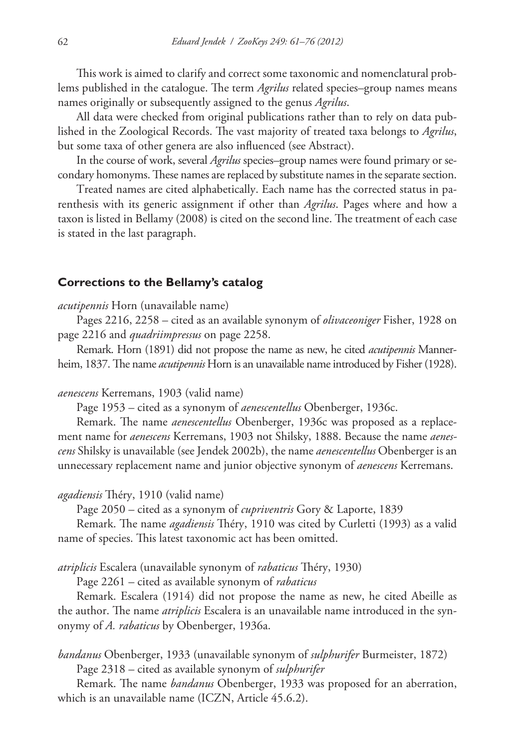This work is aimed to clarify and correct some taxonomic and nomenclatural problems published in the catalogue. The term *Agrilus* related species–group names means names originally or subsequently assigned to the genus *Agrilus*.

All data were checked from original publications rather than to rely on data published in the Zoological Records. The vast majority of treated taxa belongs to *Agrilus*, but some taxa of other genera are also influenced (see Abstract).

In the course of work, several *Agrilus* species–group names were found primary or secondary homonyms. These names are replaced by substitute names in the separate section.

Treated names are cited alphabetically. Each name has the corrected status in parenthesis with its generic assignment if other than *Agrilus*. Pages where and how a taxon is listed in Bellamy (2008) is cited on the second line. The treatment of each case is stated in the last paragraph.

## Corrections to the Bellamy's catalog

*acutipennis* Horn (unavailable name)

Pages 2216, 2258 – cited as an available synonym of *olivaceoniger* Fisher, 1928 on page 2216 and *quadriimpressus* on page 2258.

Remark. Horn (1891) did not propose the name as new, he cited *acutipennis* Mannerheim, 1837. The name *acutipennis* Horn is an unavailable name introduced by Fisher (1928).

*aenescens* Kerremans, 1903 (valid name)

Page 1953 – cited as a synonym of *aenescentellus* Obenberger, 1936c.

Remark. The name *aenescentellus* Obenberger, 1936c was proposed as a replacement name for *aenescens* Kerremans, 1903 not Shilsky, 1888. Because the name *aenescens* Shilsky is unavailable (see Jendek 2002b), the name *aenescentellus* Obenberger is an unnecessary replacement name and junior objective synonym of *aenescens* Kerremans.

*agadiensis* Théry, 1910 (valid name)

Page 2050 – cited as a synonym of *cupriventris* Gory & Laporte, 1839

Remark. The name *agadiensis* Théry, 1910 was cited by Curletti (1993) as a valid name of species. This latest taxonomic act has been omitted.

*atriplicis* Escalera (unavailable synonym of *rabaticus* Théry, 1930)

Page 2261 – cited as available synonym of *rabaticus*

Remark. Escalera (1914) did not propose the name as new, he cited Abeille as the author. The name *atriplicis* Escalera is an unavailable name introduced in the synonymy of *A. rabaticus* by Obenberger, 1936a.

*bandanus* Obenberger, 1933 (unavailable synonym of *sulphurifer* Burmeister, 1872)

Page 2318 – cited as available synonym of *sulphurifer*

Remark. The name *bandanus* Obenberger, 1933 was proposed for an aberration, which is an unavailable name (ICZN, Article 45.6.2).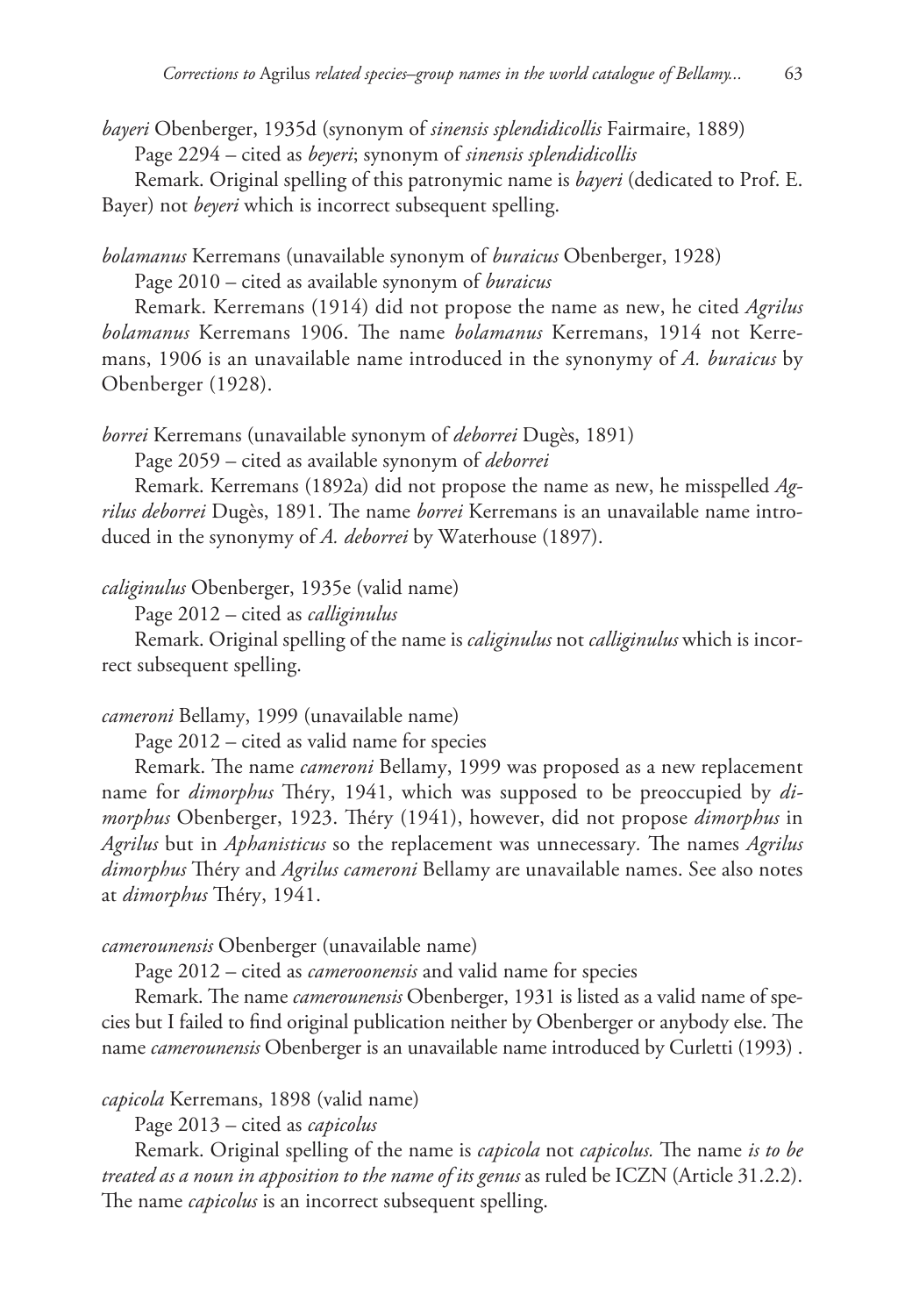*bayeri* Obenberger, 1935d (synonym of *sinensis splendidicollis* Fairmaire, 1889)

Page 2294 – cited as *beyeri*; synonym of *sinensis splendidicollis*

Remark. Original spelling of this patronymic name is *bayeri* (dedicated to Prof. E. Bayer) not *beyeri* which is incorrect subsequent spelling.

*bolamanus* Kerremans (unavailable synonym of *buraicus* Obenberger, 1928)

Page 2010 – cited as available synonym of *buraicus*

Remark. Kerremans (1914) did not propose the name as new, he cited *Agrilus bolamanus* Kerremans 1906. The name *bolamanus* Kerremans, 1914 not Kerremans, 1906 is an unavailable name introduced in the synonymy of *A. buraicus* by Obenberger (1928).

*borrei* Kerremans (unavailable synonym of *deborrei* Dugès, 1891)

Page 2059 – cited as available synonym of *deborrei*

Remark. Kerremans (1892a) did not propose the name as new, he misspelled *Agrilus deborrei* Dugès, 1891. The name *borrei* Kerremans is an unavailable name introduced in the synonymy of *A. deborrei* by Waterhouse (1897).

*caliginulus* Obenberger, 1935e (valid name)

Page 2012 – cited as *calliginulus*

Remark. Original spelling of the name is *caliginulus* not *calliginulus* which is incorrect subsequent spelling.

*cameroni* Bellamy, 1999 (unavailable name)

Page 2012 – cited as valid name for species

Remark. The name *cameroni* Bellamy, 1999 was proposed as a new replacement name for *dimorphus* Théry, 1941, which was supposed to be preoccupied by *dimorphus* Obenberger, 1923. Théry (1941), however, did not propose *dimorphus* in *Agrilus* but in *Aphanisticus* so the replacement was unnecessary. The names *Agrilus dimorphus* Théry and *Agrilus cameroni* Bellamy are unavailable names. See also notes at *dimorphus* Théry, 1941.

*camerounensis* Obenberger (unavailable name)

Page 2012 – cited as *cameroonensis* and valid name for species

Remark. The name *camerounensis* Obenberger, 1931 is listed as a valid name of species but I failed to find original publication neither by Obenberger or anybody else. The name *camerounensis* Obenberger is an unavailable name introduced by Curletti (1993) .

*capicola* Kerremans, 1898 (valid name)

Page 2013 – cited as *capicolus*

Remark. Original spelling of the name is *capicola* not *capicolus.* The name *is to be treated as a noun in apposition to the name of its genus* as ruled be ICZN (Article 31.2.2). The name *capicolus* is an incorrect subsequent spelling.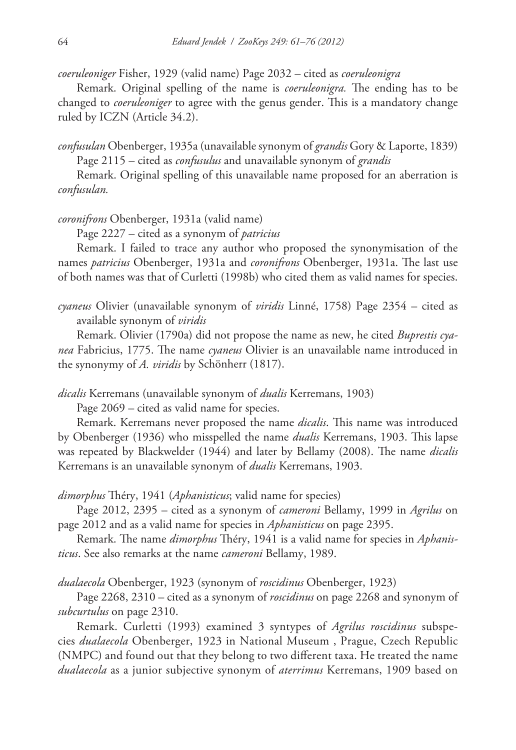*coeruleoniger* Fisher, 1929 (valid name) Page 2032 – cited as *coeruleonigra*

Remark. Original spelling of the name is *coeruleonigra.* The ending has to be changed to *coeruleoniger* to agree with the genus gender. This is a mandatory change ruled by ICZN (Article 34.2).

*confusulan* Obenberger, 1935a (unavailable synonym of *grandis* Gory & Laporte, 1839) Page 2115 – cited as *confusulus* and unavailable synonym of *grandis*

Remark. Original spelling of this unavailable name proposed for an aberration is *confusulan.*

*coronifrons* Obenberger, 1931a (valid name)

Page 2227 – cited as a synonym of *patricius*

Remark. I failed to trace any author who proposed the synonymisation of the names *patricius* Obenberger, 1931a and *coronifrons* Obenberger, 1931a. The last use of both names was that of Curletti (1998b) who cited them as valid names for species.

*cyaneus* Olivier (unavailable synonym of *viridis* Linné, 1758) Page 2354 – cited as available synonym of *viridis*

Remark. Olivier (1790a) did not propose the name as new, he cited *Buprestis cyanea* Fabricius, 1775. The name *cyaneus* Olivier is an unavailable name introduced in the synonymy of *A. viridis* by Schönherr (1817).

*dicalis* Kerremans (unavailable synonym of *dualis* Kerremans, 1903)

Page 2069 – cited as valid name for species.

Remark. Kerremans never proposed the name *dicalis*. This name was introduced by Obenberger (1936) who misspelled the name *dualis* Kerremans, 1903. This lapse was repeated by Blackwelder (1944) and later by Bellamy (2008). The name *dicalis* Kerremans is an unavailable synonym of *dualis* Kerremans, 1903.

*dimorphus* Théry, 1941 (*Aphanisticus*; valid name for species)

Page 2012, 2395 – cited as a synonym of *cameroni* Bellamy, 1999 in *Agrilus* on page 2012 and as a valid name for species in *Aphanisticus* on page 2395.

Remark. The name *dimorphus* Théry, 1941 is a valid name for species in *Aphanisticus*. See also remarks at the name *cameroni* Bellamy, 1989.

*dualaecola* Obenberger, 1923 (synonym of *roscidinus* Obenberger, 1923)

Page 2268, 2310 – cited as a synonym of *roscidinus* on page 2268 and synonym of *subcurtulus* on page 2310.

Remark. Curletti (1993) examined 3 syntypes of *Agrilus roscidinus* subspecies *dualaecola* Obenberger, 1923 in National Museum , Prague, Czech Republic (NMPC) and found out that they belong to two different taxa. He treated the name *dualaecola* as a junior subjective synonym of *aterrimus* Kerremans, 1909 based on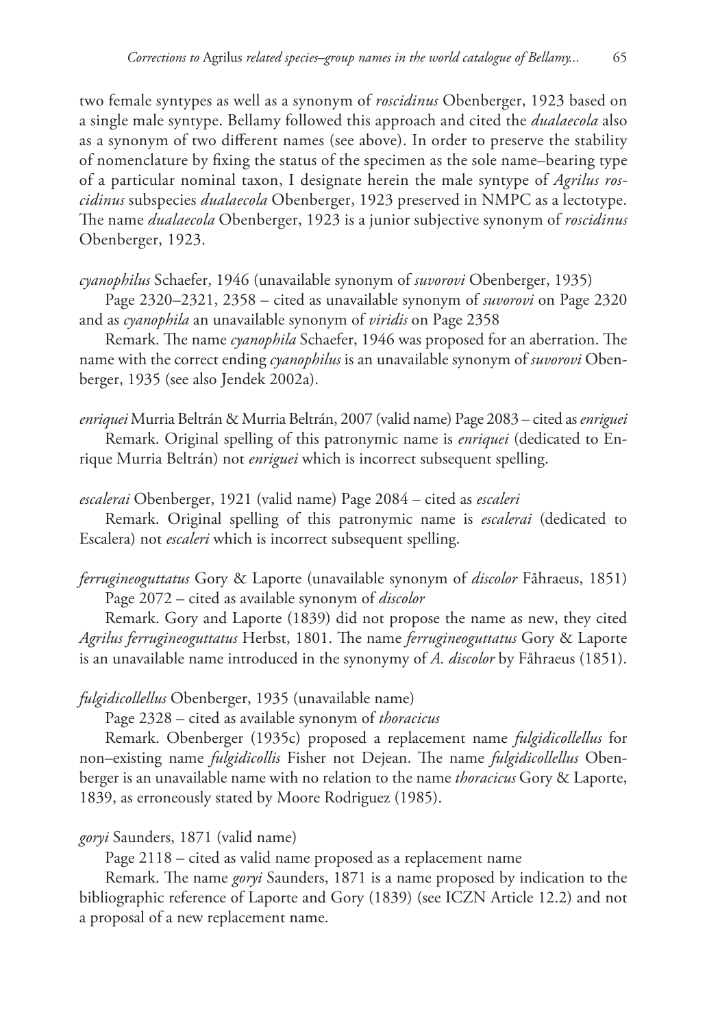two female syntypes as well as a synonym of *roscidinus* Obenberger, 1923 based on a single male syntype. Bellamy followed this approach and cited the *dualaecola* also as a synonym of two different names (see above). In order to preserve the stability of nomenclature by fixing the status of the specimen as the sole name–bearing type of a particular nominal taxon, I designate herein the male syntype of *Agrilus roscidinus* subspecies *dualaecola* Obenberger, 1923 preserved in NMPC as a lectotype. The name *dualaecola* Obenberger, 1923 is a junior subjective synonym of *roscidinus* Obenberger, 1923.

*cyanophilus* Schaefer, 1946 (unavailable synonym of *suvorovi* Obenberger, 1935)

Page 2320–2321, 2358 – cited as unavailable synonym of *suvorovi* on Page 2320 and as *cyanophila* an unavailable synonym of *viridis* on Page 2358

Remark. The name *cyanophila* Schaefer, 1946 was proposed for an aberration. The name with the correct ending *cyanophilus* is an unavailable synonym of *suvorovi* Obenberger, 1935 (see also Jendek 2002a).

*enriquei* Murria Beltrán & Murria Beltrán, 2007 (valid name) Page 2083 – cited as *enriguei*

Remark. Original spelling of this patronymic name is *enriquei* (dedicated to Enrique Murria Beltrán) not *enriguei* which is incorrect subsequent spelling.

*escalerai* Obenberger, 1921 (valid name) Page 2084 – cited as *escaleri*

Remark. Original spelling of this patronymic name is *escalerai* (dedicated to Escalera) not *escaleri* which is incorrect subsequent spelling.

*ferrugineoguttatus* Gory & Laporte (unavailable synonym of *discolor* Fåhraeus, 1851)

Page 2072 – cited as available synonym of *discolor*

Remark. Gory and Laporte (1839) did not propose the name as new, they cited *Agrilus ferrugineoguttatus* Herbst, 1801. The name *ferrugineoguttatus* Gory & Laporte is an unavailable name introduced in the synonymy of *A. discolor* by Fåhraeus (1851).

*fulgidicollellus* Obenberger, 1935 (unavailable name)

Page 2328 – cited as available synonym of *thoracicus*

Remark. Obenberger (1935c) proposed a replacement name *fulgidicollellus* for non–existing name *fulgidicollis* Fisher not Dejean. The name *fulgidicollellus* Obenberger is an unavailable name with no relation to the name *thoracicus* Gory & Laporte, 1839, as erroneously stated by Moore Rodriguez (1985).

*goryi* Saunders, 1871 (valid name)

Page 2118 – cited as valid name proposed as a replacement name

Remark. The name *goryi* Saunders, 1871 is a name proposed by indication to the bibliographic reference of Laporte and Gory (1839) (see ICZN Article 12.2) and not a proposal of a new replacement name.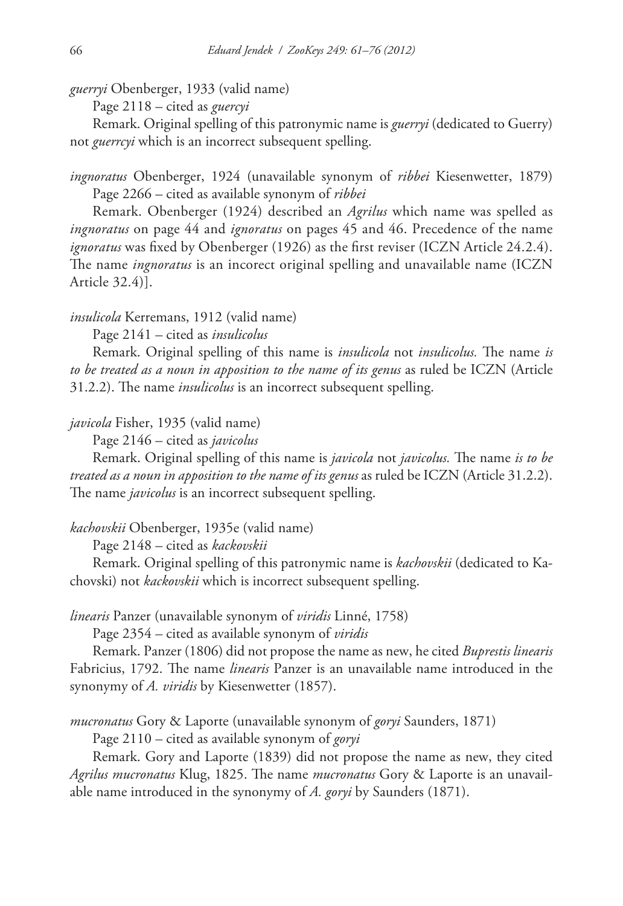*guerryi* Obenberger, 1933 (valid name)

Page 2118 – cited as *guercyi*

Remark. Original spelling of this patronymic name is *guerryi* (dedicated to Guerry) not *guerrcyi* which is an incorrect subsequent spelling.

*ingnoratus* Obenberger, 1924 (unavailable synonym of *ribbei* Kiesenwetter, 1879)

Page 2266 – cited as available synonym of *ribbei*

Remark. Obenberger (1924) described an *Agrilus* which name was spelled as *ingnoratus* on page 44 and *ignoratus* on pages 45 and 46. Precedence of the name *ignoratus* was fixed by Obenberger (1926) as the first reviser (ICZN Article 24.2.4). The name *ingnoratus* is an incorect original spelling and unavailable name (ICZN Article 32.4)].

*insulicola* Kerremans, 1912 (valid name)

Page 2141 – cited as *insulicolus*

Remark. Original spelling of this name is *insulicola* not *insulicolus.* The name *is to be treated as a noun in apposition to the name of its genus* as ruled be ICZN (Article 31.2.2). The name *insulicolus* is an incorrect subsequent spelling.

*javicola* Fisher, 1935 (valid name)

Page 2146 – cited as *javicolus*

Remark. Original spelling of this name is *javicola* not *javicolus.* The name *is to be treated as a noun in apposition to the name of its genus* as ruled be ICZN (Article 31.2.2). The name *javicolus* is an incorrect subsequent spelling.

*kachovskii* Obenberger, 1935e (valid name)

Page 2148 – cited as *kackovskii*

Remark. Original spelling of this patronymic name is *kachovskii* (dedicated to Kachovski) not *kackovskii* which is incorrect subsequent spelling.

*linearis* Panzer (unavailable synonym of *viridis* Linné, 1758)

Page 2354 – cited as available synonym of *viridis*

Remark. Panzer (1806) did not propose the name as new, he cited *Buprestis linearis* Fabricius, 1792. The name *linearis* Panzer is an unavailable name introduced in the synonymy of *A. viridis* by Kiesenwetter (1857).

*mucronatus* Gory & Laporte (unavailable synonym of *goryi* Saunders, 1871)

Page 2110 – cited as available synonym of *goryi*

Remark. Gory and Laporte (1839) did not propose the name as new, they cited *Agrilus mucronatus* Klug, 1825. The name *mucronatus* Gory & Laporte is an unavailable name introduced in the synonymy of *A. goryi* by Saunders (1871).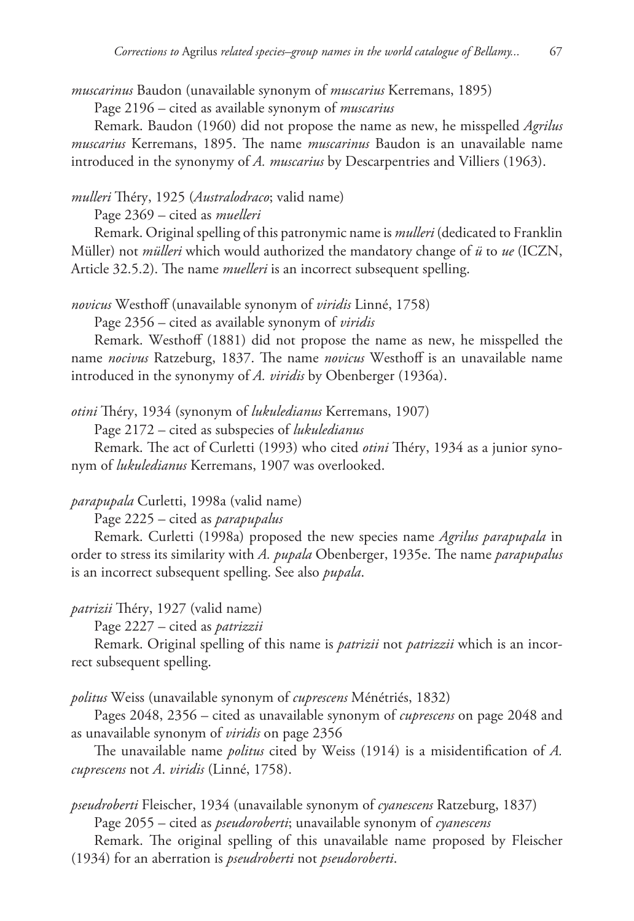*muscarinus* Baudon (unavailable synonym of *muscarius* Kerremans, 1895)

Page 2196 – cited as available synonym of *muscarius*

Remark. Baudon (1960) did not propose the name as new, he misspelled *Agrilus muscarius* Kerremans, 1895. The name *muscarinus* Baudon is an unavailable name introduced in the synonymy of *A. muscarius* by Descarpentries and Villiers (1963).

*mulleri* Théry, 1925 (*Australodraco*; valid name)

Page 2369 – cited as *muelleri*

Remark. Original spelling of this patronymic name is *mulleri* (dedicated to Franklin Müller) not *mülleri* which would authorized the mandatory change of *ü* to *ue* (ICZN, Article 32.5.2). The name *muelleri* is an incorrect subsequent spelling.

*novicus* Westhoff (unavailable synonym of *viridis* Linné, 1758)

Page 2356 – cited as available synonym of *viridis*

Remark. Westhoff (1881) did not propose the name as new, he misspelled the name *nocivus* Ratzeburg, 1837. The name *novicus* Westhoff is an unavailable name introduced in the synonymy of *A. viridis* by Obenberger (1936a).

*otini* Théry, 1934 (synonym of *lukuledianus* Kerremans, 1907)

Page 2172 – cited as subspecies of *lukuledianus*

Remark. The act of Curletti (1993) who cited *otini* Théry, 1934 as a junior synonym of *lukuledianus* Kerremans, 1907 was overlooked.

*parapupala* Curletti, 1998a (valid name)

Page 2225 – cited as *parapupalus*

Remark. Curletti (1998a) proposed the new species name *Agrilus parapupala* in order to stress its similarity with *A. pupala* Obenberger, 1935e. The name *parapupalus* is an incorrect subsequent spelling. See also *pupala*.

*patrizii* Théry, 1927 (valid name)

Page 2227 – cited as *patrizzii*

Remark. Original spelling of this name is *patrizii* not *patrizzii* which is an incorrect subsequent spelling.

*politus* Weiss (unavailable synonym of *cuprescens* Ménétriés, 1832)

Pages 2048, 2356 – cited as unavailable synonym of *cuprescens* on page 2048 and as unavailable synonym of *viridis* on page 2356

The unavailable name *politus* cited by Weiss (1914) is a misidentification of *A. cuprescens* not *A. viridis* (Linné, 1758).

*pseudroberti* Fleischer, 1934 (unavailable synonym of *cyanescens* Ratzeburg, 1837)

Page 2055 – cited as *pseudoroberti*; unavailable synonym of *cyanescens*

Remark. The original spelling of this unavailable name proposed by Fleischer (1934) for an aberration is *pseudroberti* not *pseudoroberti*.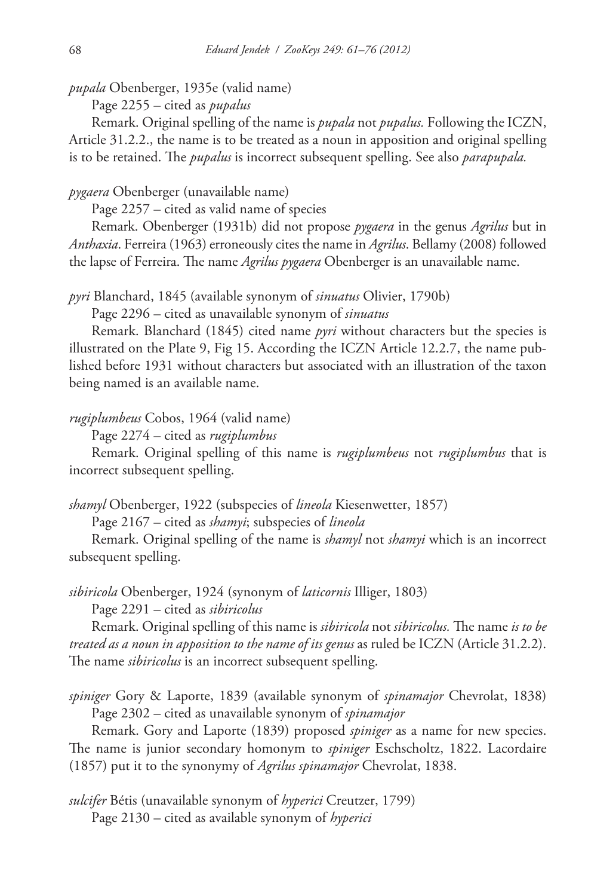*pupala* Obenberger, 1935e (valid name)

Page 2255 – cited as *pupalus*

Remark. Original spelling of the name is *pupala* not *pupalus.* Following the ICZN, Article 31.2.2., the name is to be treated as a noun in apposition and original spelling is to be retained. The *pupalus* is incorrect subsequent spelling. See also *parapupala.*

*pygaera* Obenberger (unavailable name)

Page 2257 – cited as valid name of species

Remark. Obenberger (1931b) did not propose *pygaera* in the genus *Agrilus* but in *Anthaxia*. Ferreira (1963) erroneously cites the name in *Agrilus*. Bellamy (2008) followed the lapse of Ferreira. The name *Agrilus pygaera* Obenberger is an unavailable name.

*pyri* Blanchard, 1845 (available synonym of *sinuatus* Olivier, 1790b)

Page 2296 – cited as unavailable synonym of *sinuatus*

Remark. Blanchard (1845) cited name *pyri* without characters but the species is illustrated on the Plate 9, Fig 15. According the ICZN Article 12.2.7, the name published before 1931 without characters but associated with an illustration of the taxon being named is an available name.

*rugiplumbeus* Cobos, 1964 (valid name)

Page 2274 – cited as *rugiplumbus*

Remark. Original spelling of this name is *rugiplumbeus* not *rugiplumbus* that is incorrect subsequent spelling.

*shamyl* Obenberger, 1922 (subspecies of *lineola* Kiesenwetter, 1857)

Page 2167 – cited as *shamyi*; subspecies of *lineola*

Remark. Original spelling of the name is *shamyl* not *shamyi* which is an incorrect subsequent spelling.

*sibiricola* Obenberger, 1924 (synonym of *laticornis* Illiger, 1803)

Page 2291 – cited as *sibiricolus*

Remark. Original spelling of this name is *sibiricola* not *sibiricolus.* The name *is to be treated as a noun in apposition to the name of its genus* as ruled be ICZN (Article 31.2.2). The name *sibiricolus* is an incorrect subsequent spelling.

*spiniger* Gory & Laporte, 1839 (available synonym of *spinamajor* Chevrolat, 1838)

Page 2302 – cited as unavailable synonym of *spinamajor*

Remark. Gory and Laporte (1839) proposed *spiniger* as a name for new species. The name is junior secondary homonym to *spiniger* Eschscholtz, 1822. Lacordaire (1857) put it to the synonymy of *Agrilus spinamajor* Chevrolat, 1838.

*sulcifer* Bétis (unavailable synonym of *hyperici* Creutzer, 1799)

Page 2130 – cited as available synonym of *hyperici*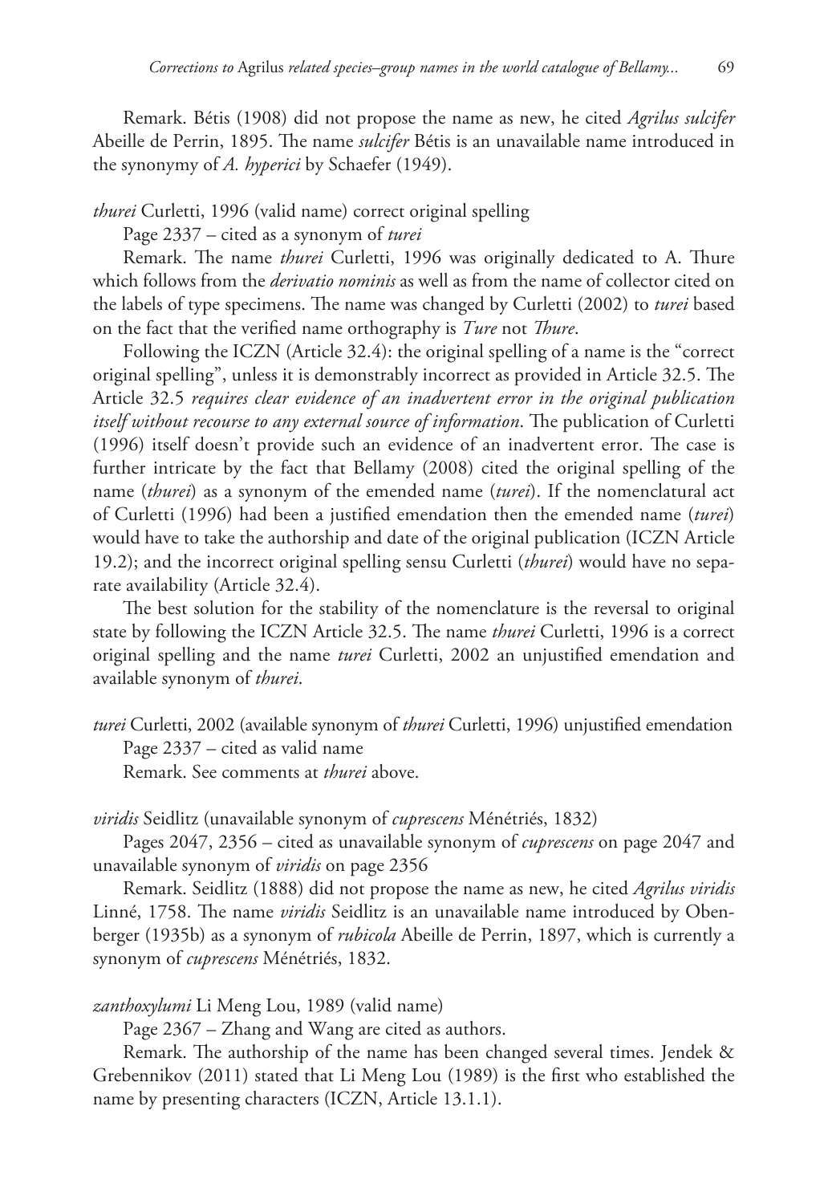Remark. Bétis (1908) did not propose the name as new, he cited *Agrilus sulcifer* Abeille de Perrin, 1895. The name *sulcifer* Bétis is an unavailable name introduced in the synonymy of *A. hyperici* by Schaefer (1949).

*thurei* Curletti, 1996 (valid name) correct original spelling

Page 2337 – cited as a synonym of *turei*

Remark. The name *thurei* Curletti, 1996 was originally dedicated to A. Thure which follows from the *derivatio nominis* as well as from the name of collector cited on the labels of type specimens. The name was changed by Curletti (2002) to *turei* based on the fact that the verified name orthography is *Ture* not *Thure*.

Following the ICZN (Article 32.4): the original spelling of a name is the "correct original spelling", unless it is demonstrably incorrect as provided in Article 32.5. The Article 32.5 *requires clear evidence of an inadvertent error in the original publication itself without recourse to any external source of information*. The publication of Curletti (1996) itself doesn't provide such an evidence of an inadvertent error. The case is further intricate by the fact that Bellamy (2008) cited the original spelling of the name (*thurei*) as a synonym of the emended name (*turei*). If the nomenclatural act of Curletti (1996) had been a justified emendation then the emended name (*turei*) would have to take the authorship and date of the original publication (ICZN Article 19.2); and the incorrect original spelling sensu Curletti (*thurei*) would have no separate availability (Article 32.4).

The best solution for the stability of the nomenclature is the reversal to original state by following the ICZN Article 32.5. The name *thurei* Curletti, 1996 is a correct original spelling and the name *turei* Curletti, 2002 an unjustified emendation and available synonym of *thurei*.

*turei* Curletti, 2002 (available synonym of *thurei* Curletti, 1996) unjustified emendation

Page 2337 – cited as valid name

Remark. See comments at *thurei* above.

*viridis* Seidlitz (unavailable synonym of *cuprescens* Ménétriés, 1832)

Pages 2047, 2356 – cited as unavailable synonym of *cuprescens* on page 2047 and unavailable synonym of *viridis* on page 2356

Remark. Seidlitz (1888) did not propose the name as new, he cited *Agrilus viridis* Linné, 1758. The name *viridis* Seidlitz is an unavailable name introduced by Obenberger (1935b) as a synonym of *rubicola* Abeille de Perrin, 1897, which is currently a synonym of *cuprescens* Ménétriés, 1832.

*zanthoxylumi* Li Meng Lou, 1989 (valid name)

Page 2367 – Zhang and Wang are cited as authors.

Remark. The authorship of the name has been changed several times. Jendek & Grebennikov (2011) stated that Li Meng Lou (1989) is the first who established the name by presenting characters (ICZN, Article 13.1.1).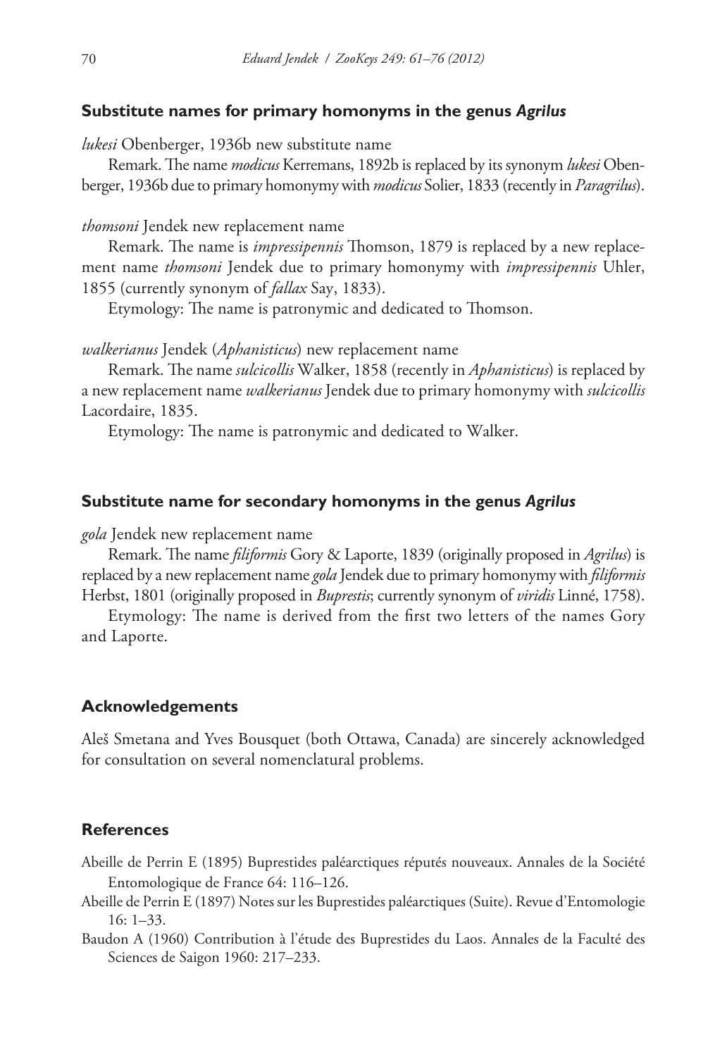### Substitute names for primary homonyms in the genus *Agrilus*

*lukesi* Obenberger, 1936b new substitute name

Remark. The name *modicus* Kerremans, 1892b is replaced by its synonym *lukesi* Obenberger, 1936b due to primary homonymy with *modicus* Solier, 1833 (recently in *Paragrilus*).

*thomsoni* Jendek new replacement name

Remark. The name is *impressipennis* Thomson, 1879 is replaced by a new replacement name *thomsoni* Jendek due to primary homonymy with *impressipennis* Uhler, 1855 (currently synonym of *fallax* Say, 1833).

Etymology: The name is patronymic and dedicated to Thomson.

*walkerianus* Jendek (*Aphanisticus*) new replacement name

Remark. The name *sulcicollis* Walker, 1858 (recently in *Aphanisticus*) is replaced by a new replacement name *walkerianus* Jendek due to primary homonymy with *sulcicollis* Lacordaire, 1835.

Etymology: The name is patronymic and dedicated to Walker.

### Substitute name for secondary homonyms in the genus *Agrilus*

*gola* Jendek new replacement name

Remark. The name *filiformis* Gory & Laporte, 1839 (originally proposed in *Agrilus*) is replaced by a new replacement name *gola* Jendek due to primary homonymy with *filiformis* Herbst, 1801 (originally proposed in *Buprestis*; currently synonym of *viridis* Linné, 1758).

Etymology: The name is derived from the first two letters of the names Gory and Laporte.

## Acknowledgements

Aleš Smetana and Yves Bousquet (both Ottawa, Canada) are sincerely acknowledged for consultation on several nomenclatural problems.

## References

Abeille de Perrin E (1895) Buprestides paléarctiques réputés nouveaux. Annales de la Société Entomologique de France 64: 116–126.

Abeille de Perrin E (1897) Notes sur les Buprestides paléarctiques (Suite). Revue d'Entomologie 16: 1–33.

Baudon A (1960) Contribution à l'étude des Buprestides du Laos. Annales de la Faculté des Sciences de Saigon 1960: 217–233.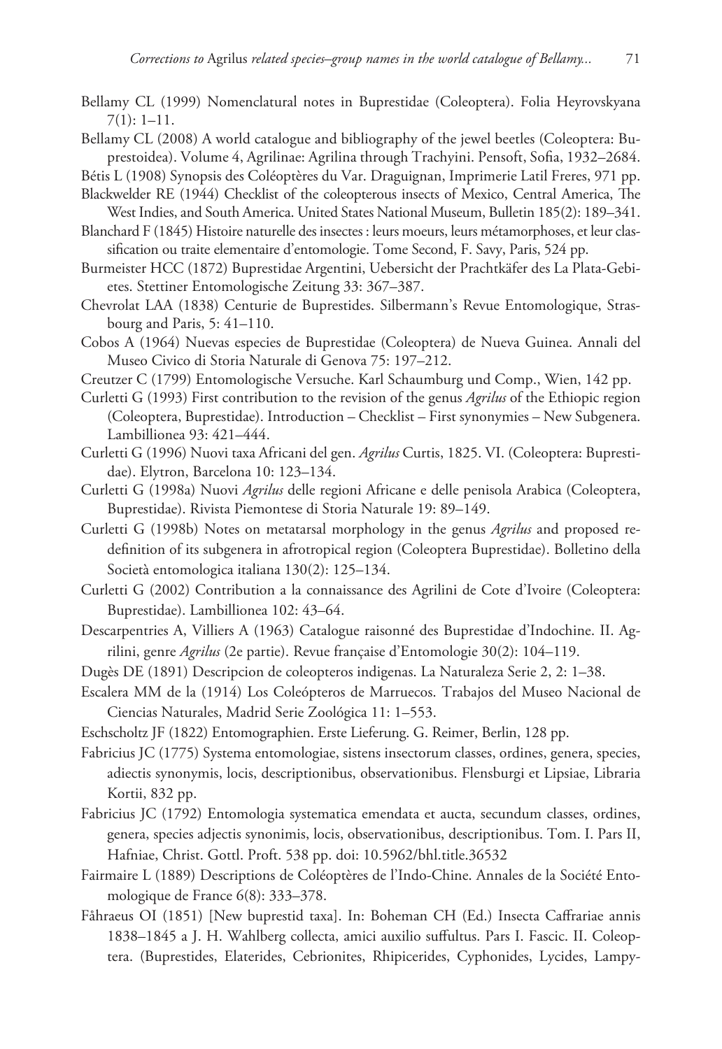Bellamy CL (1999) Nomenclatural notes in Buprestidae (Coleoptera). Folia Heyrovskyana 7(1): 1–11.

Bellamy CL (2008) A world catalogue and bibliography of the jewel beetles (Coleoptera: Buprestoidea). Volume 4, Agrilinae: Agrilina through Trachyini. Pensoft, Sofia, 1932–2684.

Bétis L (1908) Synopsis des Coléoptères du Var. Draguignan, Imprimerie Latil Freres, 971 pp.

Blackwelder RE (1944) Checklist of the coleopterous insects of Mexico, Central America, The West Indies, and South America. United States National Museum, Bulletin 185(2): 189–341.

Blanchard F (1845) Histoire naturelle des insectes : leurs moeurs, leurs métamorphoses, et leur classification ou traite elementaire d'entomologie. Tome Second, F. Savy, Paris, 524 pp.

Burmeister HCC (1872) Buprestidae Argentini, Uebersicht der Prachtkäfer des La Plata-Gebietes. Stettiner Entomologische Zeitung 33: 367–387.

Chevrolat LAA (1838) Centurie de Buprestides. Silbermann's Revue Entomologique, Strasbourg and Paris, 5: 41–110.

Cobos A (1964) Nuevas especies de Buprestidae (Coleoptera) de Nueva Guinea. Annali del Museo Civico di Storia Naturale di Genova 75: 197–212.

Creutzer C (1799) Entomologische Versuche. Karl Schaumburg und Comp., Wien, 142 pp.

Curletti G (1993) First contribution to the revision of the genus *Agrilus* of the Ethiopic region (Coleoptera, Buprestidae). Introduction – Checklist – First synonymies – New Subgenera. Lambillionea 93: 421–444.

Curletti G (1996) Nuovi taxa Africani del gen. *Agrilus* Curtis, 1825. VI. (Coleoptera: Buprestidae). Elytron, Barcelona 10: 123–134.

Curletti G (1998a) Nuovi *Agrilus* delle regioni Africane e delle penisola Arabica (Coleoptera, Buprestidae). Rivista Piemontese di Storia Naturale 19: 89–149.

Curletti G (1998b) Notes on metatarsal morphology in the genus *Agrilus* and proposed redefinition of its subgenera in afrotropical region (Coleoptera Buprestidae). Bolletino della Società entomologica italiana 130(2): 125–134.

Curletti G (2002) Contribution a la connaissance des Agrilini de Cote d'Ivoire (Coleoptera: Buprestidae). Lambillionea 102: 43–64.

Descarpentries A, Villiers A (1963) Catalogue raisonné des Buprestidae d'Indochine. II. Agrilini, genre *Agrilus* (2e partie). Revue française d'Entomologie 30(2): 104–119.

Dugès DE (1891) Descripcion de coleopteros indigenas. La Naturaleza Serie 2, 2: 1–38.

Escalera MM de la (1914) Los Coleópteros de Marruecos. Trabajos del Museo Nacional de Ciencias Naturales, Madrid Serie Zoológica 11: 1–553.

Eschscholtz JF (1822) Entomographien. Erste Lieferung. G. Reimer, Berlin, 128 pp.

Fabricius JC (1775) Systema entomologiae, sistens insectorum classes, ordines, genera, species, adiectis synonymis, locis, descriptionibus, observationibus. Flensburgi et Lipsiae, Libraria Kortii, 832 pp.

Fabricius JC (1792) Entomologia systematica emendata et aucta, secundum classes, ordines, genera, species adjectis synonimis, locis, observationibus, descriptionibus. Tom. I. Pars II, Hafniae, Christ. Gottl. Proft. 538 pp. doi: 10.5962/bhl.title.36532

Fairmaire L (1889) Descriptions de Coléoptères de l'Indo-Chine. Annales de la Société Entomologique de France 6(8): 333–378.

Fåhraeus OI (1851) [New buprestid taxa]. In: Boheman CH (Ed.) Insecta Caffrariae annis 1838–1845 a J. H. Wahlberg collecta, amici auxilio suffultus. Pars I. Fascic. II. Coleoptera. (Buprestides, Elaterides, Cebrionites, Rhipicerides, Cyphonides, Lycides, Lampy-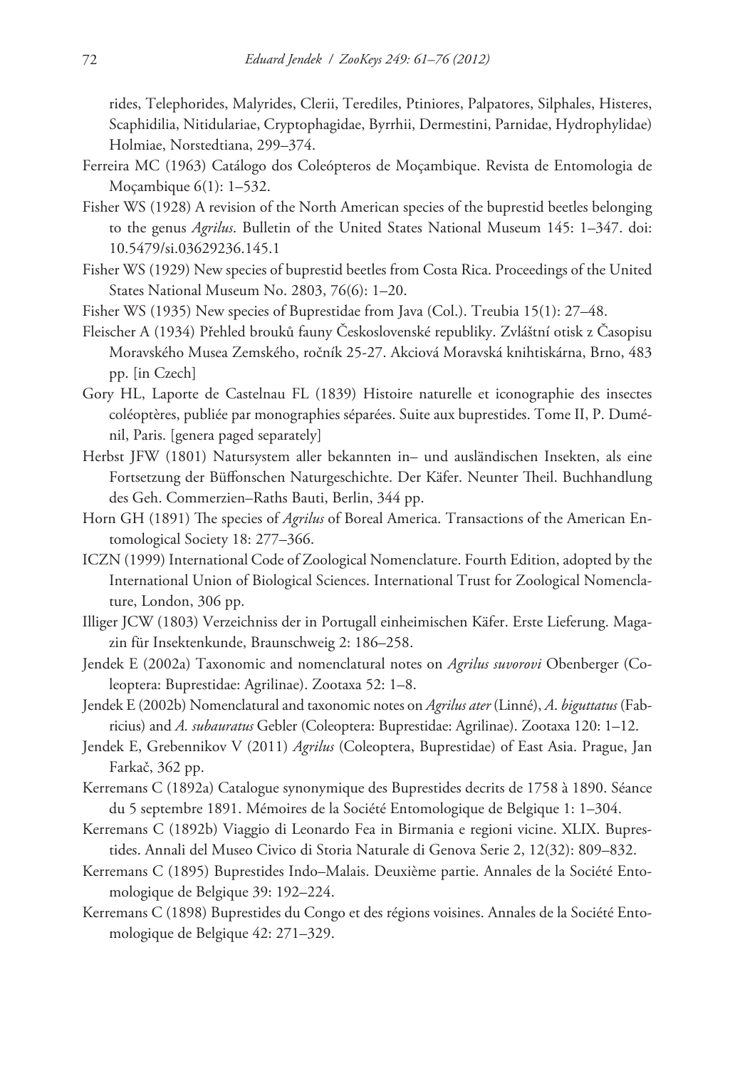rides, Telephorides, Malyrides, Clerii, Terediles, Ptiniores, Palpatores, Silphales, Histeres, Scaphidilia, Nitidulariae, Cryptophagidae, Byrrhii, Dermestini, Parnidae, Hydrophylidae) Holmiae, Norstedtiana, 299–374.

Ferreira MC (1963) Catálogo dos Coleópteros de Moçambique. Revista de Entomologia de Moçambique 6(1): 1–532.

Fisher WS (1928) A revision of the North American species of the buprestid beetles belonging to the genus *Agrilus*. Bulletin of the United States National Museum 145: 1–347. doi: 10.5479/si.03629236.145.1

Fisher WS (1929) New species of buprestid beetles from Costa Rica. Proceedings of the United States National Museum No. 2803, 76(6): 1–20.

Fisher WS (1935) New species of Buprestidae from Java (Col.). Treubia 15(1): 27–48.

Fleischer A (1934) Přehled brouků fauny Československé republiky. Zvláštní otisk z Časopisu Moravského Musea Zemského, ročník 25-27. Akciová Moravská knihtiskárna, Brno, 483 pp. [in Czech]

Gory HL, Laporte de Castelnau FL (1839) Histoire naturelle et iconographie des insectes coléoptères, publiée par monographies séparées. Suite aux buprestides. Tome II, P. Duménil, Paris. [genera paged separately]

Herbst JFW (1801) Natursystem aller bekannten in– und ausländischen Insekten, als eine Fortsetzung der Büffonschen Naturgeschichte. Der Käfer. Neunter Theil. Buchhandlung des Geh. Commerzien–Raths Bauti, Berlin, 344 pp.

Horn GH (1891) The species of *Agrilus* of Boreal America. Transactions of the American Entomological Society 18: 277–366.

ICZN (1999) International Code of Zoological Nomenclature. Fourth Edition, adopted by the International Union of Biological Sciences. International Trust for Zoological Nomenclature, London, 306 pp.

Illiger JCW (1803) Verzeichniss der in Portugall einheimischen Käfer. Erste Lieferung. Magazin für Insektenkunde, Braunschweig 2: 186–258.

Jendek E (2002a) Taxonomic and nomenclatural notes on *Agrilus suvorovi* Obenberger (Coleoptera: Buprestidae: Agrilinae). Zootaxa 52: 1–8.

Jendek E (2002b) Nomenclatural and taxonomic notes on *Agrilus ater* (Linné), *A. biguttatus* (Fabricius) and *A. subauratus* Gebler (Coleoptera: Buprestidae: Agrilinae). Zootaxa 120: 1–12.

Jendek E, Grebennikov V (2011) *Agrilus* (Coleoptera, Buprestidae) of East Asia. Prague, Jan Farkač, 362 pp.

Kerremans C (1892a) Catalogue synonymique des Buprestides decrits de 1758 à 1890. Séance du 5 septembre 1891. Mémoires de la Société Entomologique de Belgique 1: 1–304.

Kerremans C (1892b) Viaggio di Leonardo Fea in Birmania e regioni vicine. XLIX. Buprestides. Annali del Museo Civico di Storia Naturale di Genova Serie 2, 12(32): 809–832.

Kerremans C (1895) Buprestides Indo–Malais. Deuxième partie. Annales de la Société Entomologique de Belgique 39: 192–224.

Kerremans C (1898) Buprestides du Congo et des régions voisines. Annales de la Société Entomologique de Belgique 42: 271–329.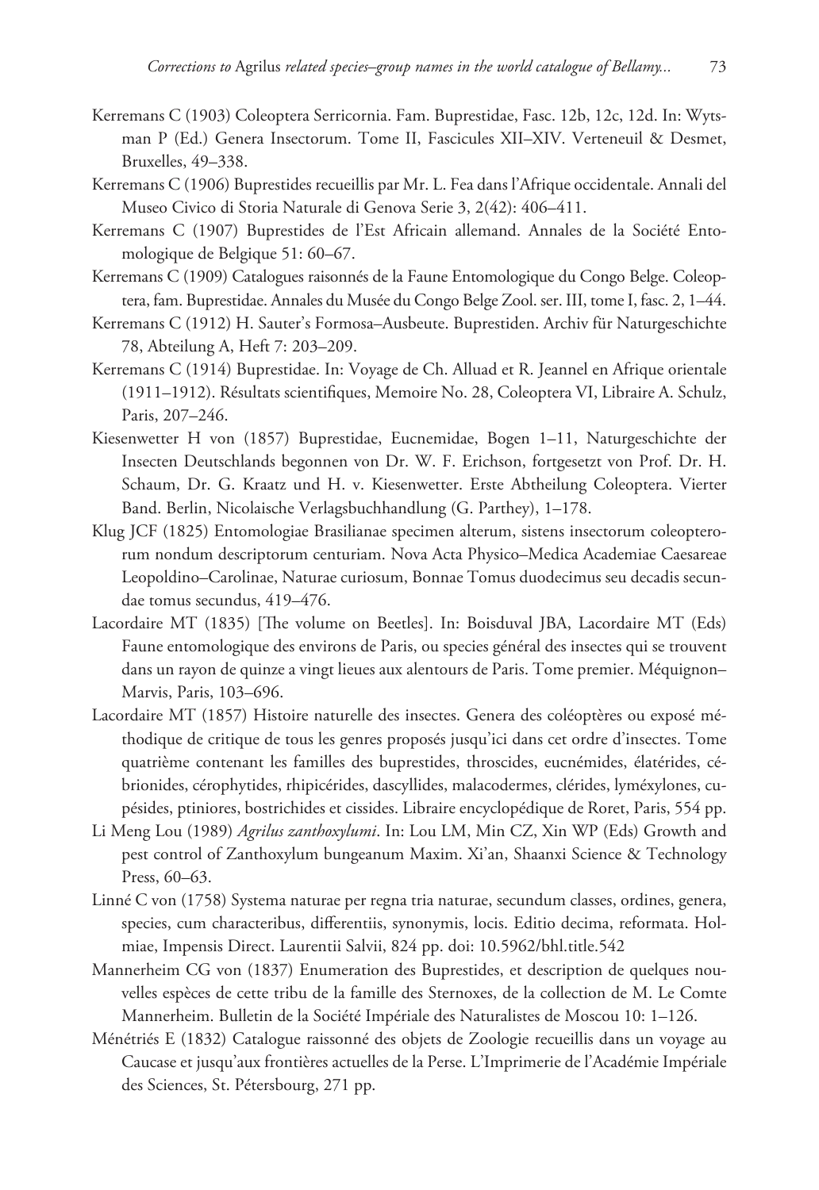Kerremans C (1903) Coleoptera Serricornia. Fam. Buprestidae, Fasc. 12b, 12c, 12d. In: Wytsman P (Ed.) Genera Insectorum. Tome II, Fascicules XII–XIV. Verteneuil & Desmet, Bruxelles, 49–338.

Kerremans C (1906) Buprestides recueillis par Mr. L. Fea dans l'Afrique occidentale. Annali del Museo Civico di Storia Naturale di Genova Serie 3, 2(42): 406–411.

Kerremans C (1907) Buprestides de l'Est Africain allemand. Annales de la Société Entomologique de Belgique 51: 60–67.

Kerremans C (1909) Catalogues raisonnés de la Faune Entomologique du Congo Belge. Coleoptera, fam. Buprestidae. Annales du Musée du Congo Belge Zool. ser. III, tome I, fasc. 2, 1–44.

Kerremans C (1912) H. Sauter's Formosa–Ausbeute. Buprestiden. Archiv für Naturgeschichte 78, Abteilung A, Heft 7: 203–209.

Kerremans C (1914) Buprestidae. In: Voyage de Ch. Alluad et R. Jeannel en Afrique orientale (1911–1912). Résultats scientifiques, Memoire No. 28, Coleoptera VI, Libraire A. Schulz, Paris, 207–246.

Kiesenwetter H von (1857) Buprestidae, Eucnemidae, Bogen 1–11, Naturgeschichte der Insecten Deutschlands begonnen von Dr. W. F. Erichson, fortgesetzt von Prof. Dr. H. Schaum, Dr. G. Kraatz und H. v. Kiesenwetter. Erste Abtheilung Coleoptera. Vierter Band. Berlin, Nicolaische Verlagsbuchhandlung (G. Parthey), 1–178.

Klug JCF (1825) Entomologiae Brasilianae specimen alterum, sistens insectorum coleopterorum nondum descriptorum centuriam. Nova Acta Physico–Medica Academiae Caesareae Leopoldino–Carolinae, Naturae curiosum, Bonnae Tomus duodecimus seu decadis secundae tomus secundus, 419–476.

Lacordaire MT (1835) [The volume on Beetles]. In: Boisduval JBA, Lacordaire MT (Eds) Faune entomologique des environs de Paris, ou species général des insectes qui se trouvent dans un rayon de quinze a vingt lieues aux alentours de Paris. Tome premier. Méquignon–Marvis, Paris, 103–696.

Lacordaire MT (1857) Histoire naturelle des insectes. Genera des coléoptères ou exposé méthodique de critique de tous les genres proposés jusqu'ici dans cet ordre d'insectes. Tome quatrième contenant les familles des buprestides, throscides, eucnémides, élatérides, cébrionides, cérophytides, rhipicérides, dascyllides, malacodermes, clérides, lyméxylones, cupésides, ptiniores, bostrichides et cissides. Libraire encyclopédique de Roret, Paris, 554 pp.

Li Meng Lou (1989) *Agrilus zanthoxylumi*. In: Lou LM, Min CZ, Xin WP (Eds) Growth and pest control of Zanthoxylum bungeanum Maxim. Xi'an, Shaanxi Science & Technology Press, 60–63.

Linné C von (1758) Systema naturae per regna tria naturae, secundum classes, ordines, genera, species, cum characteribus, differentiis, synonymis, locis. Editio decima, reformata. Holmiae, Impensis Direct. Laurentii Salvii, 824 pp. doi: 10.5962/bhl.title.542

Mannerheim CG von (1837) Enumeration des Buprestides, et description de quelques nouvelles espèces de cette tribu de la famille des Sternoxes, de la collection de M. Le Comte Mannerheim. Bulletin de la Société Impériale des Naturalistes de Moscou 10: 1–126.

Ménétriés E (1832) Catalogue raissonné des objets de Zoologie recueillis dans un voyage au Caucase et jusqu'aux frontières actuelles de la Perse. L'Imprimerie de l'Académie Impériale des Sciences, St. Pétersbourg, 271 pp.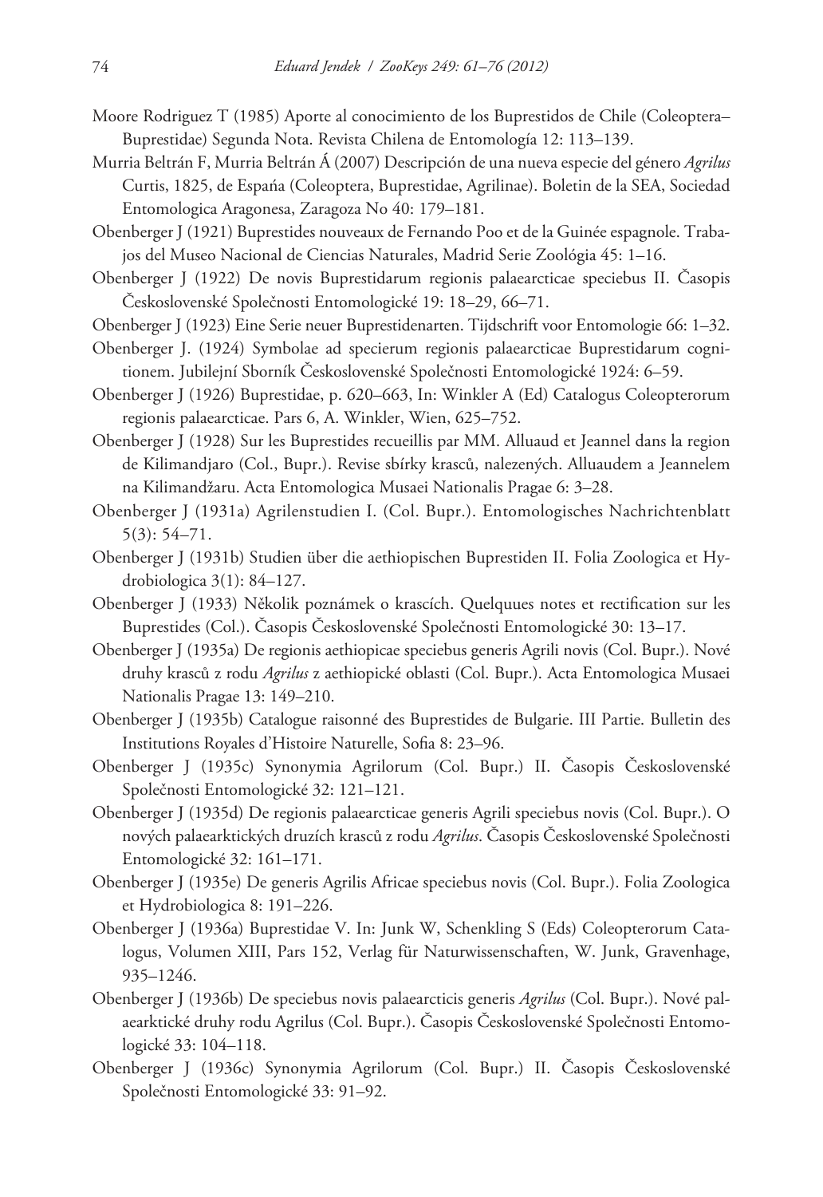Moore Rodriguez T (1985) Aporte al conocimiento de los Buprestidos de Chile (Coleoptera–Buprestidae) Segunda Nota. Revista Chilena de Entomología 12: 113–139.

Murria Beltrán F, Murria Beltrán Á (2007) Descripción de una nueva especie del género *Agrilus* Curtis, 1825, de España (Coleoptera, Buprestidae, Agrilinae). Boletin de la SEA, Sociedad Entomologica Aragonesa, Zaragoza No 40: 179–181.

Obenberger J (1921) Buprestides nouveaux de Fernando Poo et de la Guinée espagnole. Trabajos del Museo Nacional de Ciencias Naturales, Madrid Serie Zoológia 45: 1–16.

Obenberger J (1922) De novis Buprestidarum regionis palaearcticae speciebus II. Časopis Československé Společnosti Entomologické 19: 18–29, 66–71.

Obenberger J (1923) Eine Serie neuer Buprestidenarten. Tijdschrift voor Entomologie 66: 1–32.

Obenberger J. (1924) Symbolae ad specierum regionis palaearcticae Buprestidarum cognitionem. Jubilejní Sborník Československé Společnosti Entomologické 1924: 6–59.

Obenberger J (1926) Buprestidae, p. 620–663, In: Winkler A (Ed) Catalogus Coleopterorum regionis palaearcticae. Pars 6, A. Winkler, Wien, 625–752.

Obenberger J (1928) Sur les Buprestides recueillis par MM. Alluaud et Jeannel dans la region de Kilimandjaro (Col., Bupr.). Revise sbírky krasců, nalezených. Alluaudem a Jeannelem na Kilimandžaru. Acta Entomologica Musaei Nationalis Pragae 6: 3–28.

Obenberger J (1931a) Agrilenstudien I. (Col. Bupr.). Entomologisches Nachrichtenblatt 5(3): 54–71.

Obenberger J (1931b) Studien über die aethiopischen Buprestiden II. Folia Zoologica et Hydrobiologica 3(1): 84–127.

Obenberger J (1933) Několik poznámek o krascích. Quelquues notes et rectification sur les Buprestides (Col.). Časopis Československé Společnosti Entomologické 30: 13–17.

Obenberger J (1935a) De regionis aethiopicae speciebus generis Agrili novis (Col. Bupr.). Nové druhy krasců z rodu *Agrilus* z aethiopické oblasti (Col. Bupr.). Acta Entomologica Musaei Nationalis Pragae 13: 149–210.

Obenberger J (1935b) Catalogue raisonné des Buprestides de Bulgarie. III Partie. Bulletin des Institutions Royales d'Histoire Naturelle, Sofia 8: 23–96.

Obenberger J (1935c) Synonymia Agrilorum (Col. Bupr.) II. Časopis Československé Společnosti Entomologické 32: 121–121.

Obenberger J (1935d) De regionis palaearcticae generis Agrili speciebus novis (Col. Bupr.). O nových palaearktických druzích krasců z rodu *Agrilus*. Časopis Československé Společnosti Entomologické 32: 161–171.

Obenberger J (1935e) De generis Agrilis Africae speciebus novis (Col. Bupr.). Folia Zoologica et Hydrobiologica 8: 191–226.

Obenberger J (1936a) Buprestidae V. In: Junk W, Schenkling S (Eds) Coleopterorum Catalogus, Volumen XIII, Pars 152, Verlag für Naturwissenschaften, W. Junk, Gravenhage, 935–1246.

Obenberger J (1936b) De speciebus novis palaearcticis generis *Agrilus* (Col. Bupr.). Nové palaearktické druhy rodu Agrilus (Col. Bupr.). Časopis Československé Společnosti Entomologické 33: 104–118.

Obenberger J (1936c) Synonymia Agrilorum (Col. Bupr.) II. Časopis Československé Společnosti Entomologické 33: 91–92.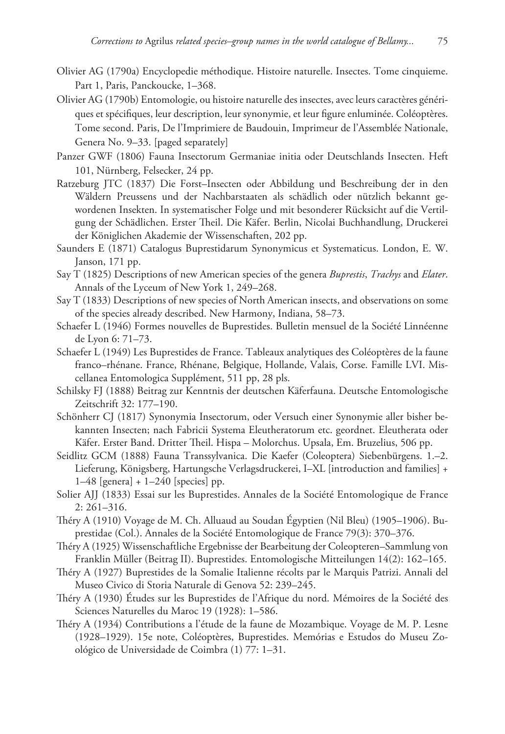Olivier AG (1790a) Encyclopedie méthodique. Histoire naturelle. Insectes. Tome cinquieme. Part 1, Paris, Panckoucke, 1–368.

Olivier AG (1790b) Entomologie, ou histoire naturelle des insectes, avec leurs caractères génériques et spécifiques, leur description, leur synonymie, et leur figure enluminée. Coléoptères. Tome second. Paris, De l'Imprimiere de Baudouin, Imprimeur de l'Assemblée Nationale, Genera No. 9–33. [paged separately]

Panzer GWF (1806) Fauna Insectorum Germaniae initia oder Deutschlands Insecten. Heft 101, Nürnberg, Felsecker, 24 pp.

Ratzeburg JTC (1837) Die Forst–Insecten oder Abbildung und Beschreibung der in den Wäldern Preussens und der Nachbarstaaten als schädlich oder nützlich bekannt gewordenen Insekten. In systematischer Folge und mit besonderer Rücksicht auf die Vertilgung der Schädlichen. Erster Theil. Die Käfer. Berlin, Nicolai Buchhandlung, Druckerei der Königlichen Akademie der Wissenschaften, 202 pp.

Saunders E (1871) Catalogus Buprestidarum Synonymicus et Systematicus. London, E. W. Janson, 171 pp.

Say T (1825) Descriptions of new American species of the genera *Buprestis*, *Trachys* and *Elater*. Annals of the Lyceum of New York 1, 249–268.

Say T (1833) Descriptions of new species of North American insects, and observations on some of the species already described. New Harmony, Indiana, 58–73.

Schaefer L (1946) Formes nouvelles de Buprestides. Bulletin mensuel de la Société Linnéenne de Lyon 6: 71–73.

Schaefer L (1949) Les Buprestides de France. Tableaux analytiques des Coléoptères de la faune franco–rhénane. France, Rhénane, Belgique, Hollande, Valais, Corse. Famille LVI. Miscellanea Entomologica Supplément, 511 pp, 28 pls.

Schilsky FJ (1888) Beitrag zur Kenntnis der deutschen Käferfauna. Deutsche Entomologische Zeitschrift 32: 177–190.

Schönherr CJ (1817) Synonymia Insectorum, oder Versuch einer Synonymie aller bisher bekannten Insecten; nach Fabricii Systema Eleutheratorum etc. geordnet. Eleutherata oder Käfer. Erster Band. Dritter Theil. Hispa – Molorchus. Upsala, Em. Bruzelius, 506 pp.

Seidlitz GCM (1888) Fauna Transsylvanica. Die Kaefer (Coleoptera) Siebenbürgens. 1.–2. Lieferung, Königsberg, Hartungsche Verlagsdruckerei, I–XL [introduction and families] + 1–48 [genera] + 1–240 [species] pp.

Solier AJJ (1833) Essai sur les Buprestides. Annales de la Société Entomologique de France 2: 261–316.

Théry A (1910) Voyage de M. Ch. Alluaud au Soudan Égyptien (Nil Bleu) (1905–1906). Buprestidae (Col.). Annales de la Société Entomologique de France 79(3): 370–376.

Théry A (1925) Wissenschaftliche Ergebnisse der Bearbeitung der Coleopteren–Sammlung von Franklin Müller (Beitrag II). Buprestides. Entomologische Mitteilungen 14(2): 162–165.

Théry A (1927) Buprestides de la Somalie Italienne récolts par le Marquis Patrizi. Annali del Museo Civico di Storia Naturale di Genova 52: 239–245.

Théry A (1930) Études sur les Buprestides de l'Afrique du nord. Mémoires de la Société des Sciences Naturelles du Maroc 19 (1928): 1–586.

Théry A (1934) Contributions a l'étude de la faune de Mozambique. Voyage de M. P. Lesne (1928–1929). 15e note, Coléoptères, Buprestides. Memórias e Estudos do Museu Zoológico de Universidade de Coimbra (1) 77: 1–31.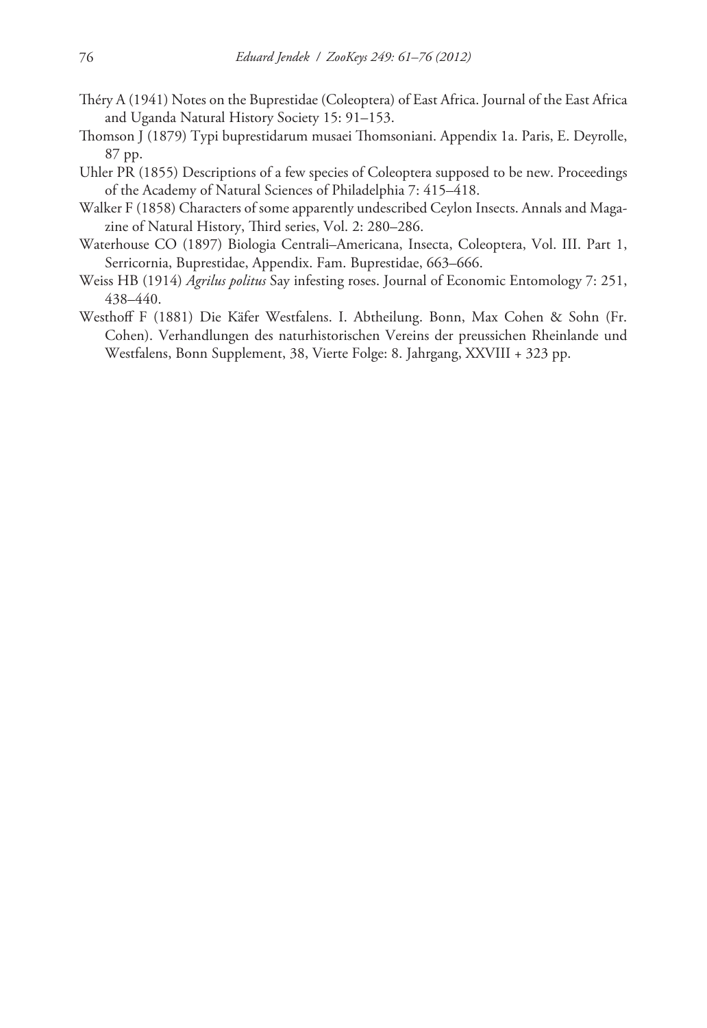Théry A (1941) Notes on the Buprestidae (Coleoptera) of East Africa. Journal of the East Africa and Uganda Natural History Society 15: 91–153.

Thomson J (1879) Typi buprestidarum musaei Thomsoniani. Appendix 1a. Paris, E. Deyrolle, 87 pp.

Uhler PR (1855) Descriptions of a few species of Coleoptera supposed to be new. Proceedings of the Academy of Natural Sciences of Philadelphia 7: 415–418.

Walker F (1858) Characters of some apparently undescribed Ceylon Insects. Annals and Magazine of Natural History, Third series, Vol. 2: 280–286.

Waterhouse CO (1897) Biologia Centrali–Americana, Insecta, Coleoptera, Vol. III. Part 1, Serricornia, Buprestidae, Appendix. Fam. Buprestidae, 663–666.

Weiss HB (1914) *Agrilus politus* Say infesting roses. Journal of Economic Entomology 7: 251, 438–440.

Westhoff F (1881) Die Käfer Westfalens. I. Abtheilung. Bonn, Max Cohen & Sohn (Fr. Cohen). Verhandlungen des naturhistorischen Vereins der preussichen Rheinlande und Westfalens, Bonn Supplement, 38, Vierte Folge: 8. Jahrgang, XXVIII + 323 pp.